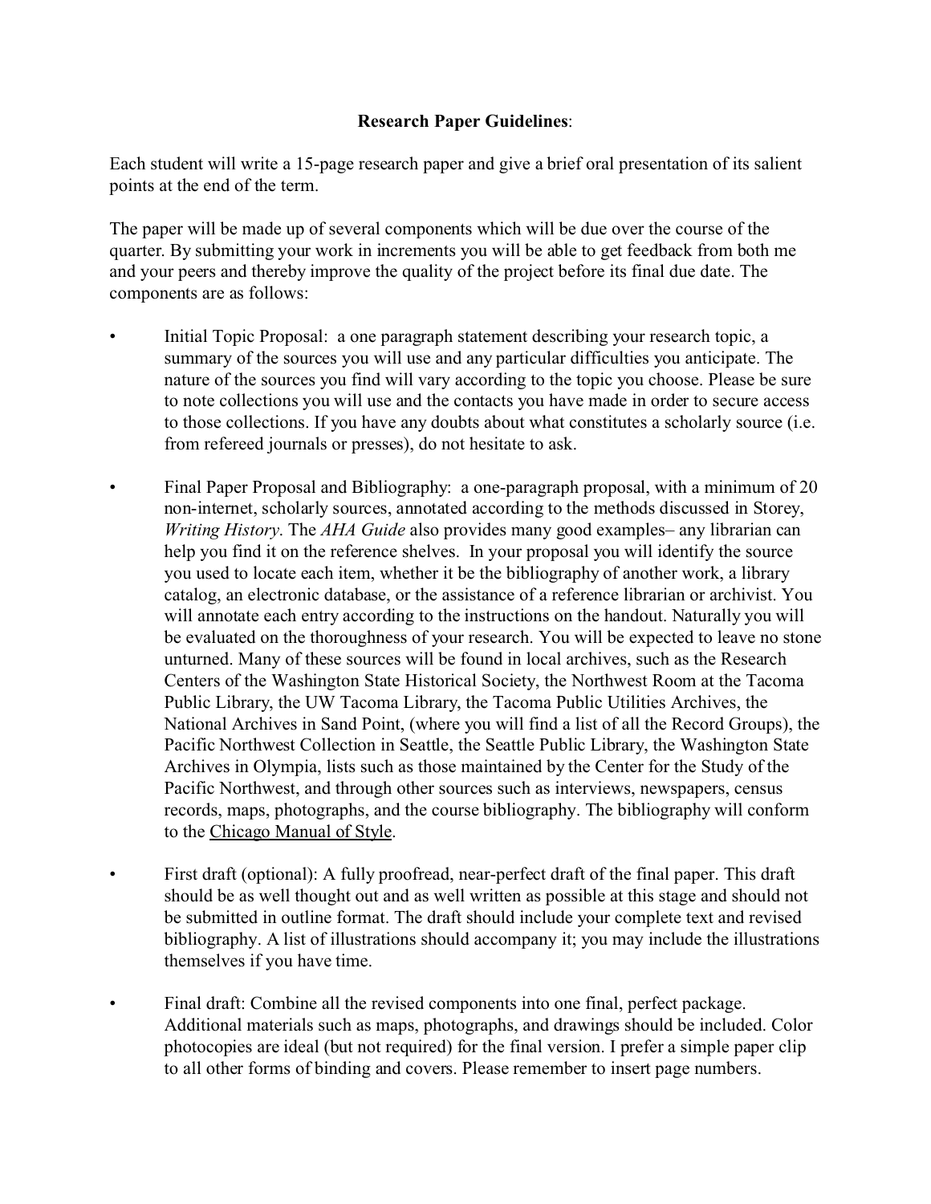**Research Paper Guidelines**:

Each student will write a 15-page research paper and give a brief oral presentation of its salient points at the end of the term.

The paper will be made up of several components which will be due over the course of the quarter. By submitting your work in increments you will be able to get feedback from both me and your peers and thereby improve the quality of the project before its final due date. The components are as follows:

- Initial Topic Proposal: a one paragraph statement describing your research topic, a summary of the sources you will use and any particular difficulties you anticipate. The nature of the sources you find will vary according to the topic you choose. Please be sure to note collections you will use and the contacts you have made in order to secure access to those collections. If you have any doubts about what constitutes a scholarly source (i.e. from refereed journals or presses), do not hesitate to ask.

- Final Paper Proposal and Bibliography: a one-paragraph proposal, with a minimum of 20 non-internet, scholarly sources, annotated according to the methods discussed in Storey, *Writing History*. The *AHA Guide* also provides many good examples– any librarian can help you find it on the reference shelves. In your proposal you will identify the source you used to locate each item, whether it be the bibliography of another work, a library catalog, an electronic database, or the assistance of a reference librarian or archivist. You will annotate each entry according to the instructions on the handout. Naturally you will be evaluated on the thoroughness of your research. You will be expected to leave no stone unturned. Many of these sources will be found in local archives, such as the Research Centers of the Washington State Historical Society, the Northwest Room at the Tacoma Public Library, the UW Tacoma Library, the Tacoma Public Utilities Archives, the National Archives in Sand Point, (where you will find a list of all the Record Groups), the Pacific Northwest Collection in Seattle, the Seattle Public Library, the Washington State Archives in Olympia, lists such as those maintained by the Center for the Study of the Pacific Northwest, and through other sources such as interviews, newspapers, census records, maps, photographs, and the course bibliography. The bibliography will conform to the <u>Chicago Manual of Style</u>.

- First draft (optional): A fully proofread, near-perfect draft of the final paper. This draft should be as well thought out and as well written as possible at this stage and should not be submitted in outline format. The draft should include your complete text and revised bibliography. A list of illustrations should accompany it; you may include the illustrations themselves if you have time.

- Final draft: Combine all the revised components into one final, perfect package. Additional materials such as maps, photographs, and drawings should be included. Color photocopies are ideal (but not required) for the final version. I prefer a simple paper clip to all other forms of binding and covers. Please remember to insert page numbers.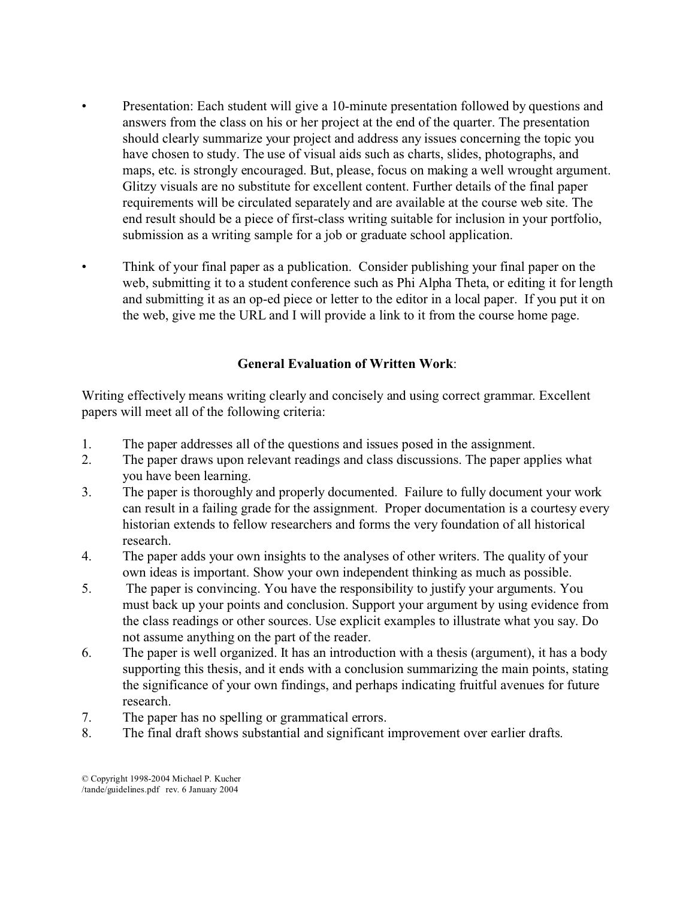- Presentation: Each student will give a 10-minute presentation followed by questions and answers from the class on his or her project at the end of the quarter. The presentation should clearly summarize your project and address any issues concerning the topic you have chosen to study. The use of visual aids such as charts, slides, photographs, and maps, etc. is strongly encouraged. But, please, focus on making a well wrought argument. Glitzy visuals are no substitute for excellent content. Further details of the final paper requirements will be circulated separately and are available at the course web site. The end result should be a piece of first-class writing suitable for inclusion in your portfolio, submission as a writing sample for a job or graduate school application.

- Think of your final paper as a publication. Consider publishing your final paper on the web, submitting it to a student conference such as Phi Alpha Theta, or editing it for length and submitting it as an op-ed piece or letter to the editor in a local paper. If you put it on the web, give me the URL and I will provide a link to it from the course home page.

**General Evaluation of Written Work**:

Writing effectively means writing clearly and concisely and using correct grammar. Excellent papers will meet all of the following criteria:

1. The paper addresses all of the questions and issues posed in the assignment.
2. The paper draws upon relevant readings and class discussions. The paper applies what you have been learning.
3. The paper is thoroughly and properly documented. Failure to fully document your work can result in a failing grade for the assignment. Proper documentation is a courtesy every historian extends to fellow researchers and forms the very foundation of all historical research.
4. The paper adds your own insights to the analyses of other writers. The quality of your own ideas is important. Show your own independent thinking as much as possible.
5. The paper is convincing. You have the responsibility to justify your arguments. You must back up your points and conclusion. Support your argument by using evidence from the class readings or other sources. Use explicit examples to illustrate what you say. Do not assume anything on the part of the reader.
6. The paper is well organized. It has an introduction with a thesis (argument), it has a body supporting this thesis, and it ends with a conclusion summarizing the main points, stating the significance of your own findings, and perhaps indicating fruitful avenues for future research.
7. The paper has no spelling or grammatical errors.
8. The final draft shows substantial and significant improvement over earlier drafts.

© Copyright 1998-2004 Michael P. Kucher
/tande/guidelines.pdf rev. 6 January 2004